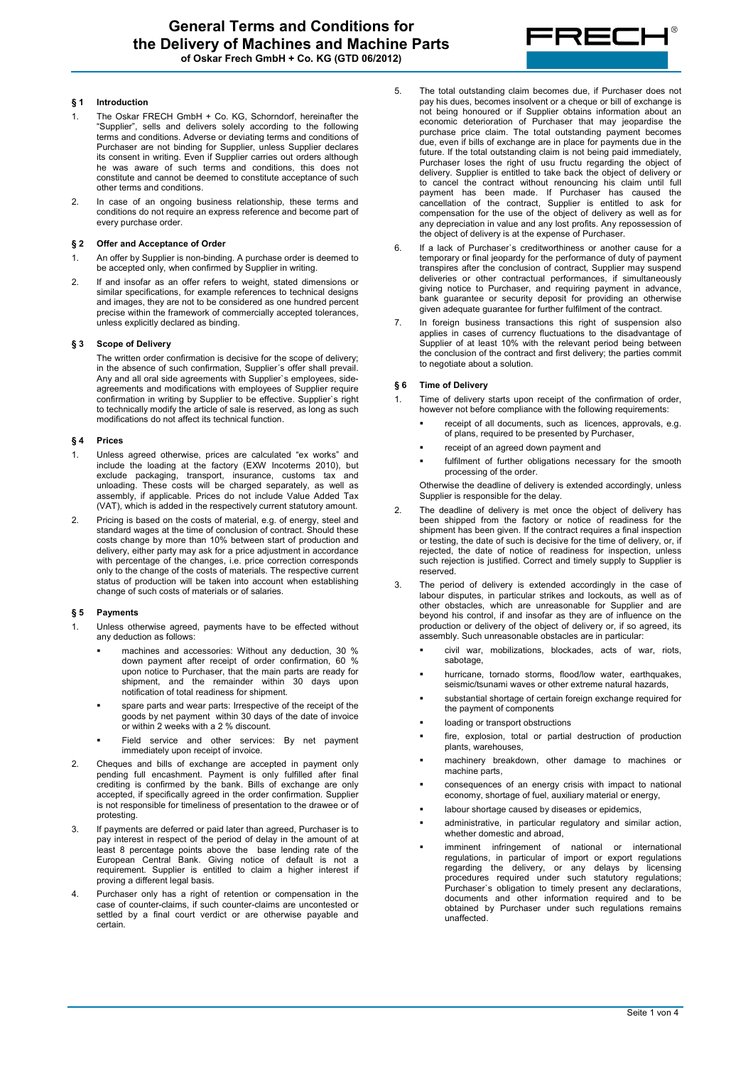# General Terms and Conditions for the Delivery of Machines and Machine Parts

**of Oskar Frech GmbH + Co. KG (GTD 06/2012)**

## § 1 Introduction

1. The Oskar FRECH GmbH + Co. KG, Schorndorf, hereinafter the "Supplier", sells and delivers solely according to the following terms and conditions. Adverse or deviating terms and conditions of Purchaser are not binding for Supplier, unless Supplier declares its consent in writing. Even if Supplier carries out orders although he was aware of such terms and conditions, this does not constitute and cannot be deemed to constitute acceptance of such other terms and conditions.
2. In case of an ongoing business relationship, these terms and conditions do not require an express reference and become part of every purchase order.

## § 2 Offer and Acceptance of Order

1. An offer by Supplier is non-binding. A purchase order is deemed to be accepted only, when confirmed by Supplier in writing.
2. If and insofar as an offer refers to weight, stated dimensions or similar specifications, for example references to technical designs and images, they are not to be considered as one hundred percent precise within the framework of commercially accepted tolerances, unless explicitly declared as binding.

## § 3 Scope of Delivery

The written order confirmation is decisive for the scope of delivery; in the absence of such confirmation, Supplier´s offer shall prevail. Any and all oral side agreements with Supplier`s employees, side-agreements and modifications with employees of Supplier require confirmation in writing by Supplier to be effective. Supplier`s right to technically modify the article of sale is reserved, as long as such modifications do not affect its technical function.

## § 4 Prices

1. Unless agreed otherwise, prices are calculated "ex works" and include the loading at the factory (EXW Incoterms 2010), but exclude packaging, transport, insurance, customs tax and unloading. These costs will be charged separately, as well as assembly, if applicable. Prices do not include Value Added Tax (VAT), which is added in the respectively current statutory amount.
2. Pricing is based on the costs of material, e.g. of energy, steel and standard wages at the time of conclusion of contract. Should these costs change by more than 10% between start of production and delivery, either party may ask for a price adjustment in accordance with percentage of the changes, i.e. price correction corresponds only to the change of the costs of materials. The respective current status of production will be taken into account when establishing change of such costs of materials or of salaries.

## § 5 Payments

1. Unless otherwise agreed, payments have to be effected without any deduction as follows:
   - machines and accessories: Without any deduction, 30 % down payment after receipt of order confirmation, 60 % upon notice to Purchaser, that the main parts are ready for shipment, and the remainder within 30 days upon notification of total readiness for shipment.
   - spare parts and wear parts: Irrespective of the receipt of the goods by net payment within 30 days of the date of invoice or within 2 weeks with a 2 % discount.
   - Field service and other services: By net payment immediately upon receipt of invoice.
2. Cheques and bills of exchange are accepted in payment only pending full encashment. Payment is only fulfilled after final crediting is confirmed by the bank. Bills of exchange are only accepted, if specifically agreed in the order confirmation. Supplier is not responsible for timeliness of presentation to the drawee or of protesting.
3. If payments are deferred or paid later than agreed, Purchaser is to pay interest in respect of the period of delay in the amount of at least 8 percentage points above the base lending rate of the European Central Bank. Giving notice of default is not a requirement. Supplier is entitled to claim a higher interest if proving a different legal basis.
4. Purchaser only has a right of retention or compensation in the case of counter-claims, if such counter-claims are uncontested or settled by a final court verdict or are otherwise payable and certain.
5. The total outstanding claim becomes due, if Purchaser does not pay his dues, becomes insolvent or a cheque or bill of exchange is not being honoured or if Supplier obtains information about an economic deterioration of Purchaser that may jeopardise the purchase price claim. The total outstanding payment becomes due, even if bills of exchange are in place for payments due in the future. If the total outstanding claim is not being paid immediately, Purchaser loses the right of usu fructu regarding the object of delivery. Supplier is entitled to take back the object of delivery or to cancel the contract without renouncing his claim until full payment has been made. If Purchaser has caused the cancellation of the contract, Supplier is entitled to ask for compensation for the use of the object of delivery as well as for any depreciation in value and any lost profits. Any repossession of the object of delivery is at the expense of Purchaser.
6. If a lack of Purchaser`s creditworthiness or another cause for a temporary or final jeopardy for the performance of duty of payment transpires after the conclusion of contract, Supplier may suspend deliveries or other contractual performances, if simultaneously giving notice to Purchaser, and requiring payment in advance, bank guarantee or security deposit for providing an otherwise given adequate guarantee for further fulfilment of the contract.
7. In foreign business transactions this right of suspension also applies in cases of currency fluctuations to the disadvantage of Supplier of at least 10% with the relevant period being between the conclusion of the contract and first delivery; the parties commit to negotiate about a solution.

## § 6 Time of Delivery

1. Time of delivery starts upon receipt of the confirmation of order, however not before compliance with the following requirements:
   - receipt of all documents, such as licences, approvals, e.g. of plans, required to be presented by Purchaser,
   - receipt of an agreed down payment and
   - fulfilment of further obligations necessary for the smooth processing of the order.

   Otherwise the deadline of delivery is extended accordingly, unless Supplier is responsible for the delay.
2. The deadline of delivery is met once the object of delivery has been shipped from the factory or notice of readiness for the shipment has been given. If the contract requires a final inspection or testing, the date of such is decisive for the time of delivery, or, if rejected, the date of notice of readiness for inspection, unless such rejection is justified. Correct and timely supply to Supplier is reserved.
3. The period of delivery is extended accordingly in the case of labour disputes, in particular strikes and lockouts, as well as of other obstacles, which are unreasonable for Supplier and are beyond his control, if and insofar as they are of influence on the production or delivery of the object of delivery or, if so agreed, its assembly. Such unreasonable obstacles are in particular:
   - civil war, mobilizations, blockades, acts of war, riots, sabotage,
   - hurricane, tornado storms, flood/low water, earthquakes, seismic/tsunami waves or other extreme natural hazards,
   - substantial shortage of certain foreign exchange required for the payment of components
   - loading or transport obstructions
   - fire, explosion, total or partial destruction of production plants, warehouses,
   - machinery breakdown, other damage to machines or machine parts,
   - consequences of an energy crisis with impact to national economy, shortage of fuel, auxiliary material or energy,
   - labour shortage caused by diseases or epidemics,
   - administrative, in particular regulatory and similar action, whether domestic and abroad,
   - imminent infringement of national or international regulations, in particular of import or export regulations regarding the delivery, or any delays by licensing procedures required under such statutory regulations; Purchaser`s obligation to timely present any declarations, documents and other information required and to be obtained by Purchaser under such regulations remains unaffected.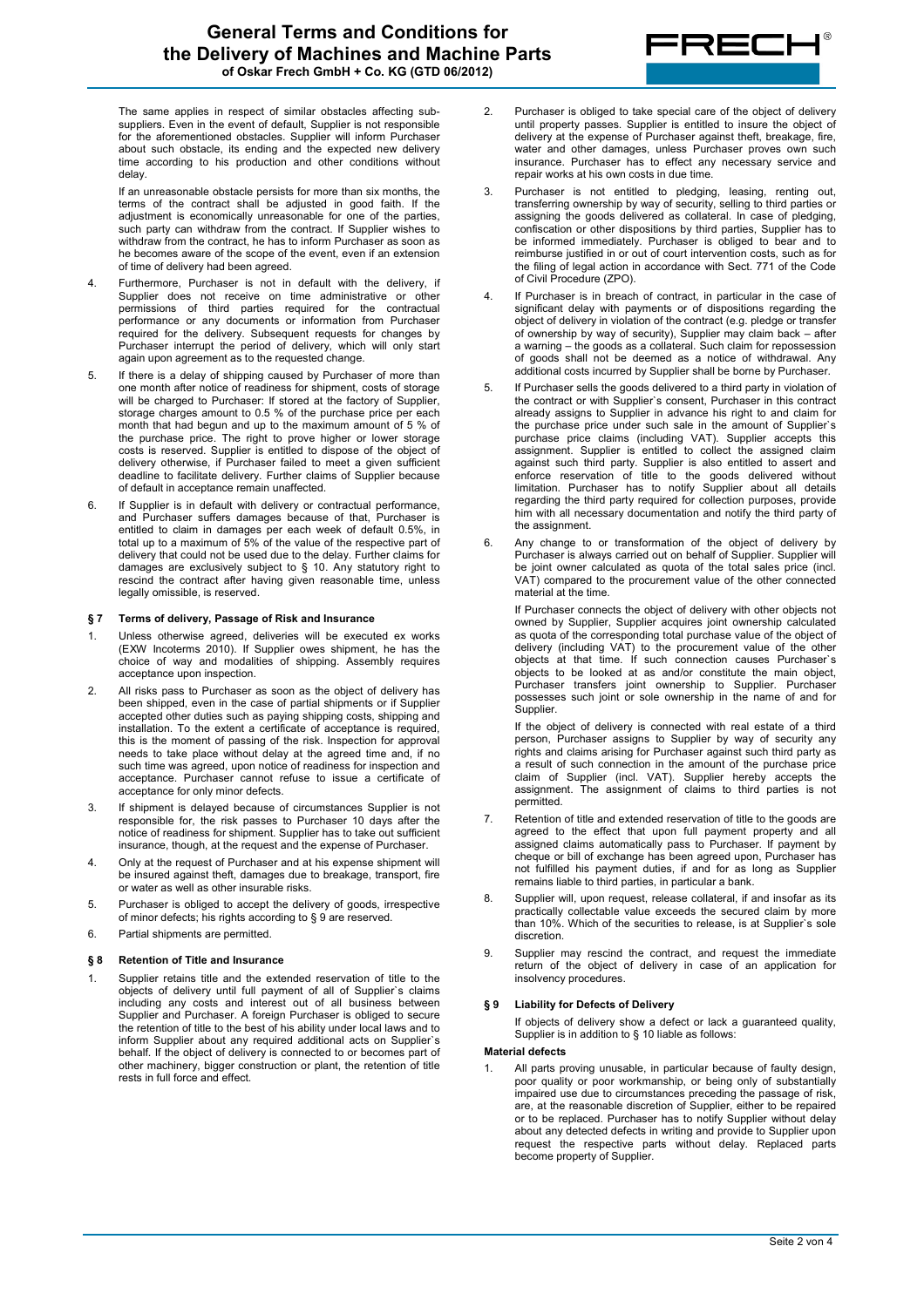The same applies in respect of similar obstacles affecting sub-suppliers. Even in the event of default, Supplier is not responsible for the aforementioned obstacles. Supplier will inform Purchaser about such obstacle, its ending and the expected new delivery time according to his production and other conditions without delay.

If an unreasonable obstacle persists for more than six months, the terms of the contract shall be adjusted in good faith. If the adjustment is economically unreasonable for one of the parties, such party can withdraw from the contract. If Supplier wishes to withdraw from the contract, he has to inform Purchaser as soon as he becomes aware of the scope of the event, even if an extension of time of delivery had been agreed.

4. Furthermore, Purchaser is not in default with the delivery, if Supplier does not receive on time administrative or other permissions of third parties required for the contractual performance or any documents or information from Purchaser required for the delivery. Subsequent requests for changes by Purchaser interrupt the period of delivery, which will only start again upon agreement as to the requested change.
5. If there is a delay of shipping caused by Purchaser of more than one month after notice of readiness for shipment, costs of storage will be charged to Purchaser: If stored at the factory of Supplier, storage charges amount to 0.5 % of the purchase price per each month that had begun and up to the maximum amount of 5 % of the purchase price. The right to prove higher or lower storage costs is reserved. Supplier is entitled to dispose of the object of delivery otherwise, if Purchaser failed to meet a given sufficient deadline to facilitate delivery. Further claims of Supplier because of default in acceptance remain unaffected.
6. If Supplier is in default with delivery or contractual performance, and Purchaser suffers damages because of that, Purchaser is entitled to claim in damages per each week of default 0.5%, in total up to a maximum of 5% of the value of the respective part of delivery that could not be used due to the delay. Further claims for damages are exclusively subject to § 10. Any statutory right to rescind the contract after having given reasonable time, unless legally omissible, is reserved.

## § 7 Terms of delivery, Passage of Risk and Insurance

1. Unless otherwise agreed, deliveries will be executed ex works (EXW Incoterms 2010). If Supplier owes shipment, he has the choice of way and modalities of shipping. Assembly requires acceptance upon inspection.
2. All risks pass to Purchaser as soon as the object of delivery has been shipped, even in the case of partial shipments or if Supplier accepted other duties such as paying shipping costs, shipping and installation. To the extent a certificate of acceptance is required, this is the moment of passing of the risk. Inspection for approval needs to take place without delay at the agreed time and, if no such time was agreed, upon notice of readiness for inspection and acceptance. Purchaser cannot refuse to issue a certificate of acceptance for only minor defects.
3. If shipment is delayed because of circumstances Supplier is not responsible for, the risk passes to Purchaser 10 days after the notice of readiness for shipment. Supplier has to take out sufficient insurance, though, at the request and the expense of Purchaser.
4. Only at the request of Purchaser and at his expense shipment will be insured against theft, damages due to breakage, transport, fire or water as well as other insurable risks.
5. Purchaser is obliged to accept the delivery of goods, irrespective of minor defects; his rights according to § 9 are reserved.
6. Partial shipments are permitted.

## § 8 Retention of Title and Insurance

1. Supplier retains title and the extended reservation of title to the objects of delivery until full payment of all of Supplier`s claims including any costs and interest out of all business between Supplier and Purchaser. A foreign Purchaser is obliged to secure the retention of title to the best of his ability under local laws and to inform Supplier about any required additional acts on Supplier`s behalf. If the object of delivery is connected to or becomes part of other machinery, bigger construction or plant, the retention of title rests in full force and effect.
2. Purchaser is obliged to take special care of the object of delivery until property passes. Supplier is entitled to insure the object of delivery at the expense of Purchaser against theft, breakage, fire, water and other damages, unless Purchaser proves own such insurance. Purchaser has to effect any necessary service and repair works at his own costs in due time.
3. Purchaser is not entitled to pledging, leasing, renting out, transferring ownership by way of security, selling to third parties or assigning the goods delivered as collateral. In case of pledging, confiscation or other dispositions by third parties, Supplier has to be informed immediately. Purchaser is obliged to bear and to reimburse justified in or out of court intervention costs, such as for the filing of legal action in accordance with Sect. 771 of the Code of Civil Procedure (ZPO).
4. If Purchaser is in breach of contract, in particular in the case of significant delay with payments or of dispositions regarding the object of delivery in violation of the contract (e.g. pledge or transfer of ownership by way of security), Supplier may claim back – after a warning – the goods as a collateral. Such claim for repossession of goods shall not be deemed as a notice of withdrawal. Any additional costs incurred by Supplier shall be borne by Purchaser.
5. If Purchaser sells the goods delivered to a third party in violation of the contract or with Supplier`s consent, Purchaser in this contract already assigns to Supplier in advance his right to and claim for the purchase price under such sale in the amount of Supplier`s purchase price claims (including VAT). Supplier accepts this assignment. Supplier is entitled to collect the assigned claim against such third party. Supplier is also entitled to assert and enforce reservation of title to the goods delivered without limitation. Purchaser has to notify Supplier about all details regarding the third party required for collection purposes, provide him with all necessary documentation and notify the third party of the assignment.
6. Any change to or transformation of the object of delivery by Purchaser is always carried out on behalf of Supplier. Supplier will be joint owner calculated as quota of the total sales price (incl. VAT) compared to the procurement value of the other connected material at the time.

   If Purchaser connects the object of delivery with other objects not owned by Supplier, Supplier acquires joint ownership calculated as quota of the corresponding total purchase value of the object of delivery (including VAT) to the procurement value of the other objects at that time. If such connection causes Purchaser`s objects to be looked at as and/or constitute the main object, Purchaser transfers joint ownership to Supplier. Purchaser possesses such joint or sole ownership in the name of and for Supplier.

   If the object of delivery is connected with real estate of a third person, Purchaser assigns to Supplier by way of security any rights and claims arising for Purchaser against such third party as a result of such connection in the amount of the purchase price claim of Supplier (incl. VAT). Supplier hereby accepts the assignment. The assignment of claims to third parties is not permitted.
7. Retention of title and extended reservation of title to the goods are agreed to the effect that upon full payment property and all assigned claims automatically pass to Purchaser. If payment by cheque or bill of exchange has been agreed upon, Purchaser has not fulfilled his payment duties, if and for as long as Supplier remains liable to third parties, in particular a bank.
8. Supplier will, upon request, release collateral, if and insofar as its practically collectable value exceeds the secured claim by more than 10%. Which of the securities to release, is at Supplier`s sole discretion.
9. Supplier may rescind the contract, and request the immediate return of the object of delivery in case of an application for insolvency procedures.

## § 9 Liability for Defects of Delivery

If objects of delivery show a defect or lack a guaranteed quality, Supplier is in addition to § 10 liable as follows:

**Material defects**

1. All parts proving unusable, in particular because of faulty design, poor quality or poor workmanship, or being only of substantially impaired use due to circumstances preceding the passage of risk, are, at the reasonable discretion of Supplier, either to be repaired or to be replaced. Purchaser has to notify Supplier without delay about any detected defects in writing and provide to Supplier upon request the respective parts without delay. Replaced parts become property of Supplier.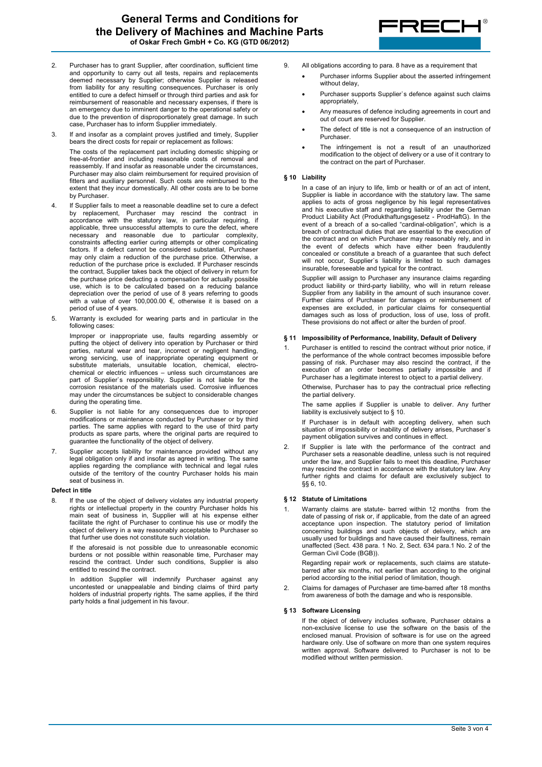2. Purchaser has to grant Supplier, after coordination, sufficient time and opportunity to carry out all tests, repairs and replacements deemed necessary by Supplier; otherwise Supplier is released from liability for any resulting consequences. Purchaser is only entitled to cure a defect himself or through third parties and ask for reimbursement of reasonable and necessary expenses, if there is an emergency due to imminent danger to the operational safety or due to the prevention of disproportionately great damage. In such case, Purchaser has to inform Supplier immediately.

3. If and insofar as a complaint proves justified and timely, Supplier bears the direct costs for repair or replacement as follows:

   The costs of the replacement part including domestic shipping or free-at-frontier and including reasonable costs of removal and reassembly. If and insofar as reasonable under the circumstances, Purchaser may also claim reimbursement for required provision of fitters and auxiliary personnel. Such costs are reimbursed to the extent that they incur domestically. All other costs are to be borne by Purchaser.

4. If Supplier fails to meet a reasonable deadline set to cure a defect by replacement, Purchaser may rescind the contract in accordance with the statutory law, in particular requiring, if applicable, three unsuccessful attempts to cure the defect, where necessary and reasonable due to particular complexity, constraints affecting earlier curing attempts or other complicating factors. If a defect cannot be considered substantial, Purchaser may only claim a reduction of the purchase price. Otherwise, a reduction of the purchase price is excluded. If Purchaser rescinds the contract, Supplier takes back the object of delivery in return for the purchase price deducting a compensation for actually possible use, which is to be calculated based on a reducing balance depreciation over the period of use of 8 years referring to goods with a value of over 100,000.00 €, otherwise it is based on a period of use of 4 years.

5. Warranty is excluded for wearing parts and in particular in the following cases:

   Improper or inappropriate use, faults regarding assembly or putting the object of delivery into operation by Purchaser or third parties, natural wear and tear, incorrect or negligent handling, wrong servicing, use of inappropriate operating equipment or substitute materials, unsuitable location, chemical, electro-chemical or electric influences – unless such circumstances are part of Supplier`s responsibility. Supplier is not liable for the corrosion resistance of the materials used. Corrosive influences may under the circumstances be subject to considerable changes during the operating time.

6. Supplier is not liable for any consequences due to improper modifications or maintenance conducted by Purchaser or by third parties. The same applies with regard to the use of third party products as spare parts, where the original parts are required to guarantee the functionality of the object of delivery.

7. Supplier accepts liability for maintenance provided without any legal obligation only if and insofar as agreed in writing. The same applies regarding the compliance with technical and legal rules outside of the territory of the country Purchaser holds his main seat of business in.

**Defect in title**

8. If the use of the object of delivery violates any industrial property rights or intellectual property in the country Purchaser holds his main seat of business in, Supplier will at his expense either facilitate the right of Purchaser to continue his use or modify the object of delivery in a way reasonably acceptable to Purchaser so that further use does not constitute such violation.

   If the aforesaid is not possible due to unreasonable economic burdens or not possible within reasonable time, Purchaser may rescind the contract. Under such conditions, Supplier is also entitled to rescind the contract.

   In addition Supplier will indemnify Purchaser against any uncontested or unappealable and binding claims of third party holders of industrial property rights. The same applies, if the third party holds a final judgement in his favour.

9. All obligations according to para. 8 have as a requirement that
   - Purchaser informs Supplier about the asserted infringement without delay,
   - Purchaser supports Supplier`s defence against such claims appropriately,
   - Any measures of defence including agreements in court and out of court are reserved for Supplier.
   - The defect of title is not a consequence of an instruction of Purchaser.
   - The infringement is not a result of an unauthorized modification to the object of delivery or a use of it contrary to the contract on the part of Purchaser.

## § 10 Liability

In a case of an injury to life, limb or health or of an act of intent, Supplier is liable in accordance with the statutory law. The same applies to acts of gross negligence by his legal representatives and his executive staff and regarding liability under the German Product Liability Act (Produkthaftungsgesetz - ProdHaftG). In the event of a breach of a so-called "cardinal-obligation", which is a breach of contractual duties that are essential to the execution of the contract and on which Purchaser may reasonably rely, and in the event of defects which have either been fraudulently concealed or constitute a breach of a guarantee that such defect will not occur, Supplier`s liability is limited to such damages insurable, foreseeable and typical for the contract.

Supplier will assign to Purchaser any insurance claims regarding product liability or third-party liability, who will in return release Supplier from any liability in the amount of such insurance cover. Further claims of Purchaser for damages or reimbursement of expenses are excluded, in particular claims for consequential damages such as loss of production, loss of use, loss of profit. These provisions do not affect or alter the burden of proof.

## § 11 Impossibility of Performance, Inability, Default of Delivery

1. Purchaser is entitled to rescind the contract without prior notice, if the performance of the whole contract becomes impossible before passing of risk. Purchaser may also rescind the contract, if the execution of an order becomes partially impossible and if Purchaser has a legitimate interest to object to a partial delivery.

   Otherwise, Purchaser has to pay the contractual price reflecting the partial delivery.

   The same applies if Supplier is unable to deliver. Any further liability is exclusively subject to § 10.

   If Purchaser is in default with accepting delivery, when such situation of impossibility or inability of delivery arises, Purchaser`s payment obligation survives and continues in effect.

2. If Supplier is late with the performance of the contract and Purchaser sets a reasonable deadline, unless such is not required under the law, and Supplier fails to meet this deadline, Purchaser may rescind the contract in accordance with the statutory law. Any further rights and claims for default are exclusively subject to §§ 6, 10.

## § 12 Statute of Limitations

1. Warranty claims are statute- barred within 12 months from the date of passing of risk or, if applicable, from the date of an agreed acceptance upon inspection. The statutory period of limitation concerning buildings and such objects of delivery, which are usually used for buildings and have caused their faultiness, remain unaffected (Sect. 438 para. 1 No. 2, Sect. 634 para.1 No. 2 of the German Civil Code (BGB)).

   Regarding repair work or replacements, such claims are statute-barred after six months, not earlier than according to the original period according to the initial period of limitation, though.

2. Claims for damages of Purchaser are time-barred after 18 months from awareness of both the damage and who is responsible.

## § 13 Software Licensing

If the object of delivery includes software, Purchaser obtains a non-exclusive license to use the software on the basis of the enclosed manual. Provision of software is for use on the agreed hardware only. Use of software on more than one system requires written approval. Software delivered to Purchaser is not to be modified without written permission.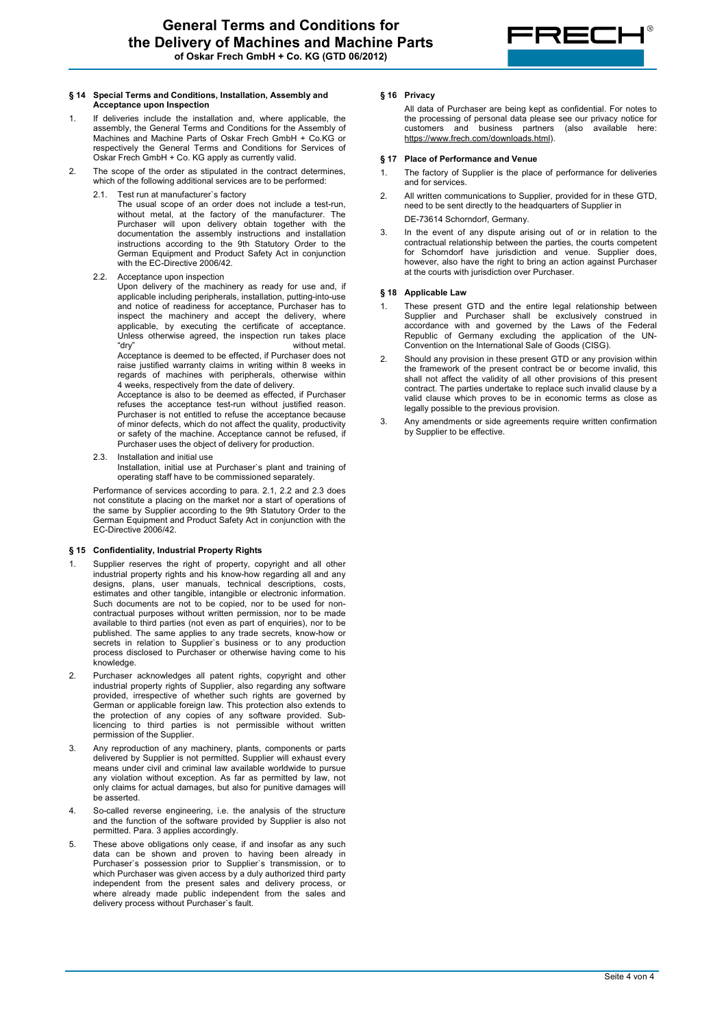### § 14 Special Terms and Conditions, Installation, Assembly and Acceptance upon Inspection

1. If deliveries include the installation and, where applicable, the assembly, the General Terms and Conditions for the Assembly of Machines and Machine Parts of Oskar Frech GmbH + Co.KG or respectively the General Terms and Conditions for Services of Oskar Frech GmbH + Co. KG apply as currently valid.

2. The scope of the order as stipulated in the contract determines, which of the following additional services are to be performed:

   2.1. Test run at manufacturer`s factory
   The usual scope of an order does not include a test-run, without metal, at the factory of the manufacturer. The Purchaser will upon delivery obtain together with the documentation the assembly instructions and installation instructions according to the 9th Statutory Order to the German Equipment and Product Safety Act in conjunction with the EC-Directive 2006/42.

   2.2. Acceptance upon inspection
   Upon delivery of the machinery as ready for use and, if applicable including peripherals, installation, putting-into-use and notice of readiness for acceptance, Purchaser has to inspect the machinery and accept the delivery, where applicable, by executing the certificate of acceptance. Unless otherwise agreed, the inspection run takes place "dry" without metal.
   Acceptance is deemed to be effected, if Purchaser does not raise justified warranty claims in writing within 8 weeks in regards of machines with peripherals, otherwise within 4 weeks, respectively from the date of delivery.
   Acceptance is also to be deemed as effected, if Purchaser refuses the acceptance test-run without justified reason. Purchaser is not entitled to refuse the acceptance because of minor defects, which do not affect the quality, productivity or safety of the machine. Acceptance cannot be refused, if Purchaser uses the object of delivery for production.

   2.3. Installation and initial use
   Installation, initial use at Purchaser`s plant and training of operating staff have to be commissioned separately.

   Performance of services according to para. 2.1, 2.2 and 2.3 does not constitute a placing on the market nor a start of operations of the same by Supplier according to the 9th Statutory Order to the German Equipment and Product Safety Act in conjunction with the EC-Directive 2006/42.

### § 15 Confidentiality, Industrial Property Rights

1. Supplier reserves the right of property, copyright and all other industrial property rights and his know-how regarding all and any designs, plans, user manuals, technical descriptions, costs, estimates and other tangible, intangible or electronic information. Such documents are not to be copied, nor to be used for non-contractual purposes without written permission, nor to be made available to third parties (not even as part of enquiries), nor to be published. The same applies to any trade secrets, know-how or secrets in relation to Supplier`s business or to any production process disclosed to Purchaser or otherwise having come to his knowledge.

2. Purchaser acknowledges all patent rights, copyright and other industrial property rights of Supplier, also regarding any software provided, irrespective of whether such rights are governed by German or applicable foreign law. This protection also extends to the protection of any copies of any software provided. Sub-licencing to third parties is not permissible without written permission of the Supplier.

3. Any reproduction of any machinery, plants, components or parts delivered by Supplier is not permitted. Supplier will exhaust every means under civil and criminal law available worldwide to pursue any violation without exception. As far as permitted by law, not only claims for actual damages, but also for punitive damages will be asserted.

4. So-called reverse engineering, i.e. the analysis of the structure and the function of the software provided by Supplier is also not permitted. Para. 3 applies accordingly.

5. These above obligations only cease, if and insofar as any such data can be shown and proven to having been already in Purchaser`s possession prior to Supplier`s transmission, or to which Purchaser was given access by a duly authorized third party independent from the present sales and delivery process, or where already made public independent from the sales and delivery process without Purchaser`s fault.

### § 16 Privacy

All data of Purchaser are being kept as confidential. For notes to the processing of personal data please see our privacy notice for customers and business partners (also available here: https://www.frech.com/downloads.html).

### § 17 Place of Performance and Venue

1. The factory of Supplier is the place of performance for deliveries and for services.

2. All written communications to Supplier, provided for in these GTD, need to be sent directly to the headquarters of Supplier in
   DE-73614 Schorndorf, Germany.

3. In the event of any dispute arising out of or in relation to the contractual relationship between the parties, the courts competent for Schorndorf have jurisdiction and venue. Supplier does, however, also have the right to bring an action against Purchaser at the courts with jurisdiction over Purchaser.

### § 18 Applicable Law

1. These present GTD and the entire legal relationship between Supplier and Purchaser shall be exclusively construed in accordance with and governed by the Laws of the Federal Republic of Germany excluding the application of the UN-Convention on the International Sale of Goods (CISG).

2. Should any provision in these present GTD or any provision within the framework of the present contract be or become invalid, this shall not affect the validity of all other provisions of this present contract. The parties undertake to replace such invalid clause by a valid clause which proves to be in economic terms as close as legally possible to the previous provision.

3. Any amendments or side agreements require written confirmation by Supplier to be effective.